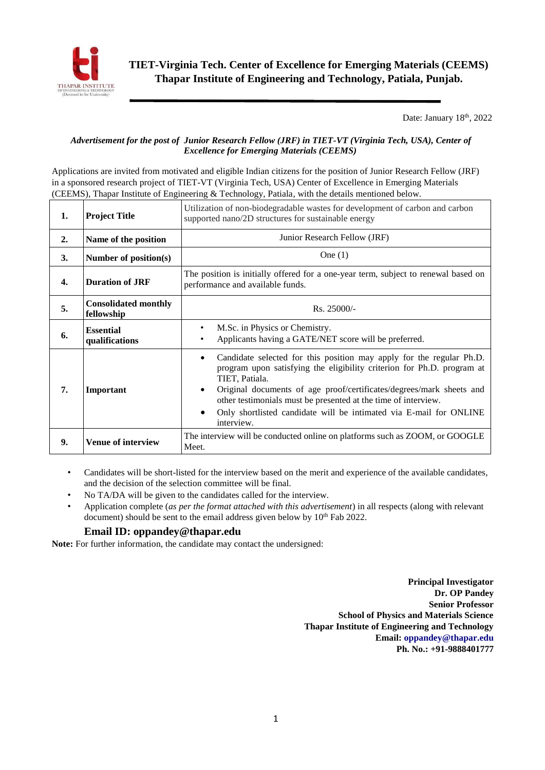**TIET-Virginia Tech. Center of Excellence for Emerging Materials (CEEMS)**
**Thapar Institute of Engineering and Technology, Patiala, Punjab.**

Date: January 18th, 2022

***Advertisement for the post of Junior Research Fellow (JRF) in TIET-VT (Virginia Tech, USA), Center of Excellence for Emerging Materials (CEEMS)***

Applications are invited from motivated and eligible Indian citizens for the position of Junior Research Fellow (JRF) in a sponsored research project of TIET-VT (Virginia Tech, USA) Center of Excellence in Emerging Materials (CEEMS), Thapar Institute of Engineering & Technology, Patiala, with the details mentioned below.

| | | |
|---|---|---|
| **1.** | **Project Title** | Utilization of non-biodegradable wastes for development of carbon and carbon supported nano/2D structures for sustainable energy |
| **2.** | **Name of the position** | Junior Research Fellow (JRF) |
| **3.** | **Number of position(s)** | One (1) |
| **4.** | **Duration of JRF** | The position is initially offered for a one-year term, subject to renewal based on performance and available funds. |
| **5.** | **Consolidated monthly fellowship** | Rs. 25000/- |
| **6.** | **Essential qualifications** | • M.Sc. in Physics or Chemistry.<br>• Applicants having a GATE/NET score will be preferred. |
| **7.** | **Important** | • Candidate selected for this position may apply for the regular Ph.D. program upon satisfying the eligibility criterion for Ph.D. program at TIET, Patiala.<br>• Original documents of age proof/certificates/degrees/mark sheets and other testimonials must be presented at the time of interview.<br>• Only shortlisted candidate will be intimated via E-mail for ONLINE interview. |
| **9.** | **Venue of interview** | The interview will be conducted online on platforms such as ZOOM, or GOOGLE Meet. |

- Candidates will be short-listed for the interview based on the merit and experience of the available candidates, and the decision of the selection committee will be final.
- No TA/DA will be given to the candidates called for the interview.
- Application complete (*as per the format attached with this advertisement*) in all respects (along with relevant document) should be sent to the email address given below by 10th Fab 2022.

**Email ID: oppandey@thapar.edu**

**Note:** For further information, the candidate may contact the undersigned:

**Principal Investigator**
**Dr. OP Pandey**
**Senior Professor**
**School of Physics and Materials Science**
**Thapar Institute of Engineering and Technology**
**Email: oppandey@thapar.edu**
**Ph. No.: +91-9888401777**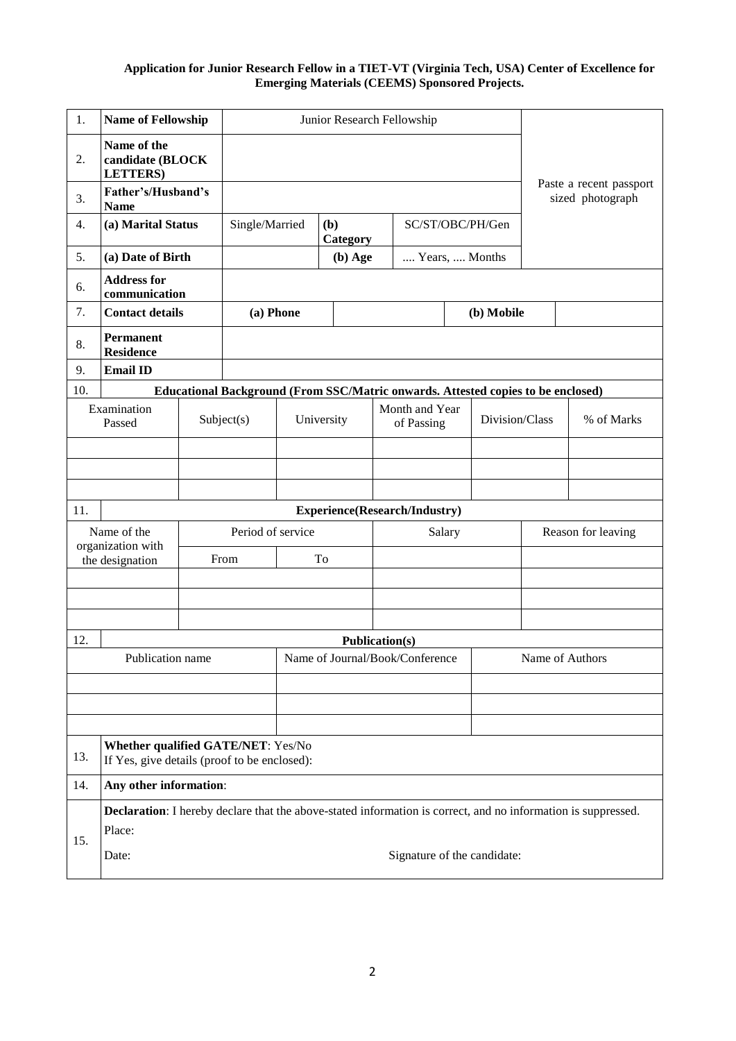**Application for Junior Research Fellow in a TIET-VT (Virginia Tech, USA) Center of Excellence for Emerging Materials (CEEMS) Sponsored Projects.**

| | | | | | |
|---|---|---|---|---|---|
| 1. | **Name of Fellowship** | Junior Research Fellowship | | | Paste a recent passport sized photograph |
| 2. | **Name of the candidate (BLOCK LETTERS)** | | | | |
| 3. | **Father's/Husband's Name** | | | | |
| 4. | **(a) Marital Status** | Single/Married | **(b) Category** | SC/ST/OBC/PH/Gen | |
| 5. | **(a) Date of Birth** | | **(b) Age** | .... Years, .... Months | |
| 6. | **Address for communication** | | | | |
| 7. | **Contact details** | **(a) Phone** | | **(b) Mobile** | |
| 8. | **Permanent Residence** | | | | |
| 9. | **Email ID** | | | | |

**10. Educational Background (From SSC/Matric onwards. Attested copies to be enclosed)**

| Examination Passed | Subject(s) | University | Month and Year of Passing | Division/Class | % of Marks |
|---|---|---|---|---|---|
| | | | | | |
| | | | | | |
| | | | | | |

**11. Experience(Research/Industry)**

| Name of the organization with the designation | Period of service | | Salary | Reason for leaving |
|---|---|---|---|---|
| | From | To | | |
| | | | | |
| | | | | |
| | | | | |

**12. Publication(s)**

| Publication name | Name of Journal/Book/Conference | Name of Authors |
|---|---|---|
| | | |
| | | |
| | | |

13. **Whether qualified GATE/NET**: Yes/No
If Yes, give details (proof to be enclosed):

14. **Any other information**:

15. **Declaration**: I hereby declare that the above-stated information is correct, and no information is suppressed.

Place:

Date: Signature of the candidate: